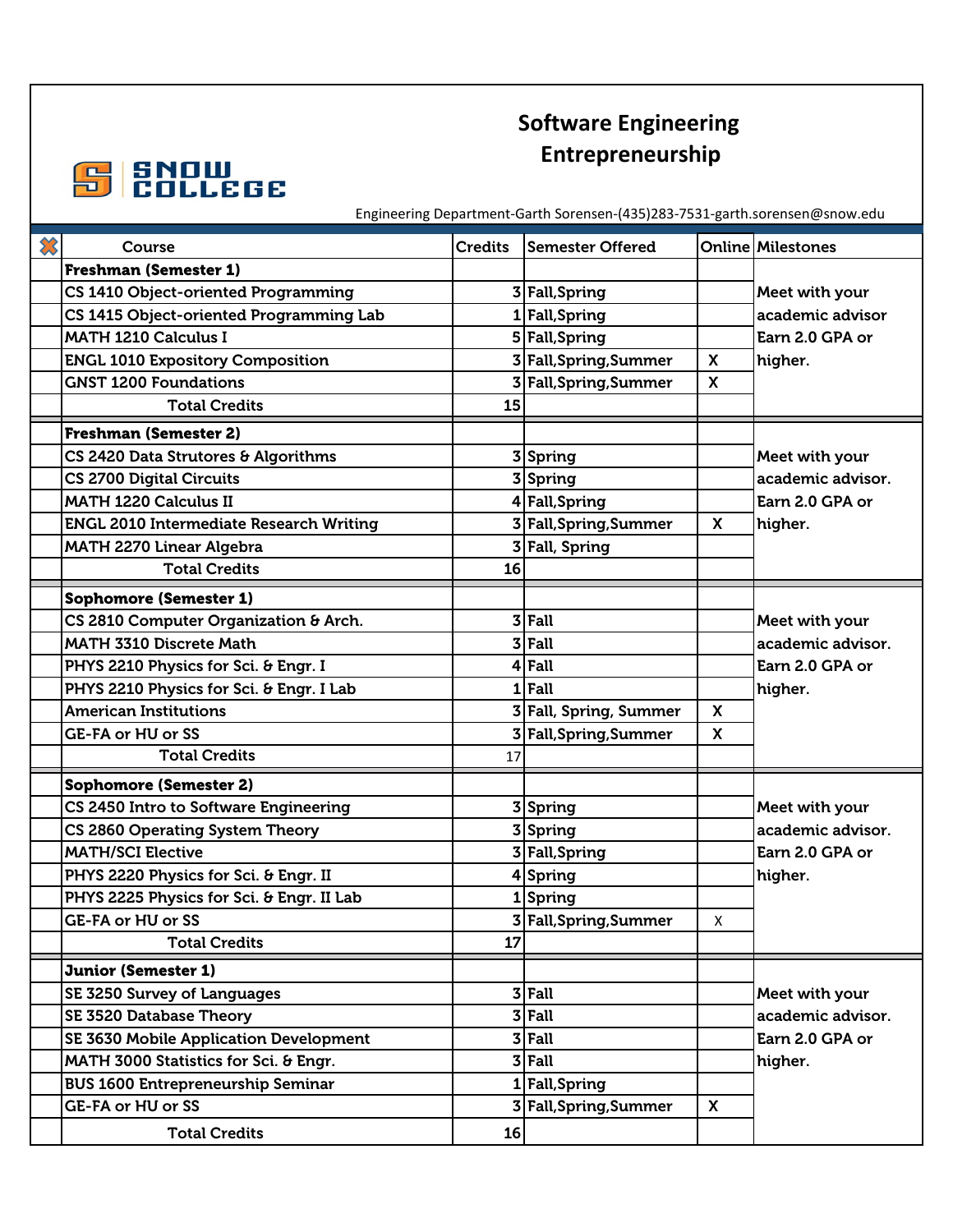# Software Engineering Entrepreneurship

Engineering Department-Garth Sorensen-(435)283-7531-garth.sorensen@snow.edu

| | Course | Credits | Semester Offered | Online | Milestones |
|---|---|---|---|---|---|
| | **Freshman (Semester 1)** | | | | |
| | CS 1410 Object-oriented Programming | 3 | Fall,Spring | | Meet with your academic advisor Earn 2.0 GPA or higher. |
| | CS 1415 Object-oriented Programming Lab | 1 | Fall,Spring | | |
| | MATH 1210 Calculus I | 5 | Fall,Spring | | |
| | ENGL 1010 Expository Composition | 3 | Fall,Spring,Summer | X | |
| | GNST 1200 Foundations | 3 | Fall,Spring,Summer | X | |
| | Total Credits | 15 | | | |
| | **Freshman (Semester 2)** | | | | |
| | CS 2420 Data Strutores & Algorithms | 3 | Spring | | Meet with your academic advisor. Earn 2.0 GPA or higher. |
| | CS 2700 Digital Circuits | 3 | Spring | | |
| | MATH 1220 Calculus II | 4 | Fall,Spring | | |
| | ENGL 2010 Intermediate Research Writing | 3 | Fall,Spring,Summer | X | |
| | MATH 2270 Linear Algebra | 3 | Fall, Spring | | |
| | Total Credits | 16 | | | |
| | **Sophomore (Semester 1)** | | | | |
| | CS 2810 Computer Organization & Arch. | 3 | Fall | | Meet with your academic advisor. Earn 2.0 GPA or higher. |
| | MATH 3310 Discrete Math | 3 | Fall | | |
| | PHYS 2210 Physics for Sci. & Engr. I | 4 | Fall | | |
| | PHYS 2210 Physics for Sci. & Engr. I Lab | 1 | Fall | | |
| | American Institutions | 3 | Fall, Spring, Summer | X | |
| | GE-FA or HU or SS | 3 | Fall,Spring,Summer | X | |
| | Total Credits | 17 | | | |
| | **Sophomore (Semester 2)** | | | | |
| | CS 2450 Intro to Software Engineering | 3 | Spring | | Meet with your academic advisor. Earn 2.0 GPA or higher. |
| | CS 2860 Operating System Theory | 3 | Spring | | |
| | MATH/SCI Elective | 3 | Fall,Spring | | |
| | PHYS 2220 Physics for Sci. & Engr. II | 4 | Spring | | |
| | PHYS 2225 Physics for Sci. & Engr. II Lab | 1 | Spring | | |
| | GE-FA or HU or SS | 3 | Fall,Spring,Summer | X | |
| | Total Credits | 17 | | | |
| | **Junior (Semester 1)** | | | | |
| | SE 3250 Survey of Languages | 3 | Fall | | Meet with your academic advisor. Earn 2.0 GPA or higher. |
| | SE 3520 Database Theory | 3 | Fall | | |
| | SE 3630 Mobile Application Development | 3 | Fall | | |
| | MATH 3000 Statistics for Sci. & Engr. | 3 | Fall | | |
| | BUS 1600 Entrepreneurship Seminar | 1 | Fall,Spring | | |
| | GE-FA or HU or SS | 3 | Fall,Spring,Summer | X | |
| | Total Credits | 16 | | | |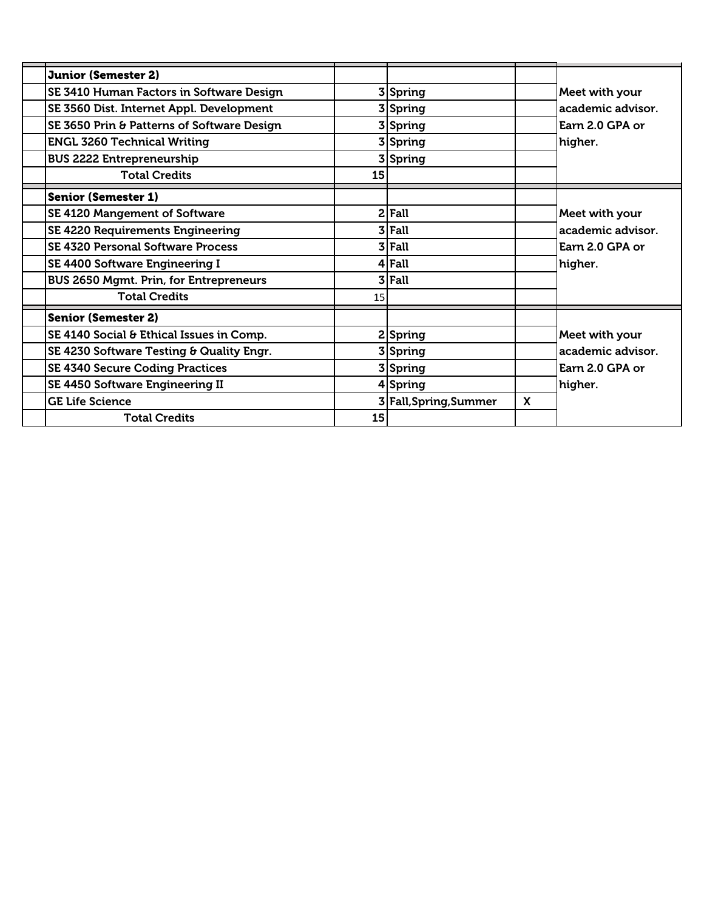| | | | | | |
|---|---|---|---|---|---|
| | **Junior (Semester 2)** | | | | |
| | SE 3410 Human Factors in Software Design | 3 | Spring | | Meet with your academic advisor. Earn 2.0 GPA or higher. |
| | SE 3560 Dist. Internet Appl. Development | 3 | Spring | | |
| | SE 3650 Prin & Patterns of Software Design | 3 | Spring | | |
| | ENGL 3260 Technical Writing | 3 | Spring | | |
| | BUS 2222 Entrepreneurship | 3 | Spring | | |
| | Total Credits | 15 | | | |
| | **Senior (Semester 1)** | | | | |
| | SE 4120 Mangement of Software | 2 | Fall | | Meet with your academic advisor. Earn 2.0 GPA or higher. |
| | SE 4220 Requirements Engineering | 3 | Fall | | |
| | SE 4320 Personal Software Process | 3 | Fall | | |
| | SE 4400 Software Engineering I | 4 | Fall | | |
| | BUS 2650 Mgmt. Prin, for Entrepreneurs | 3 | Fall | | |
| | Total Credits | 15 | | | |
| | **Senior (Semester 2)** | | | | |
| | SE 4140 Social & Ethical Issues in Comp. | 2 | Spring | | Meet with your academic advisor. Earn 2.0 GPA or higher. |
| | SE 4230 Software Testing & Quality Engr. | 3 | Spring | | |
| | SE 4340 Secure Coding Practices | 3 | Spring | | |
| | SE 4450 Software Engineering II | 4 | Spring | | |
| | GE Life Science | 3 | Fall,Spring,Summer | X | |
| | Total Credits | 15 | | | |